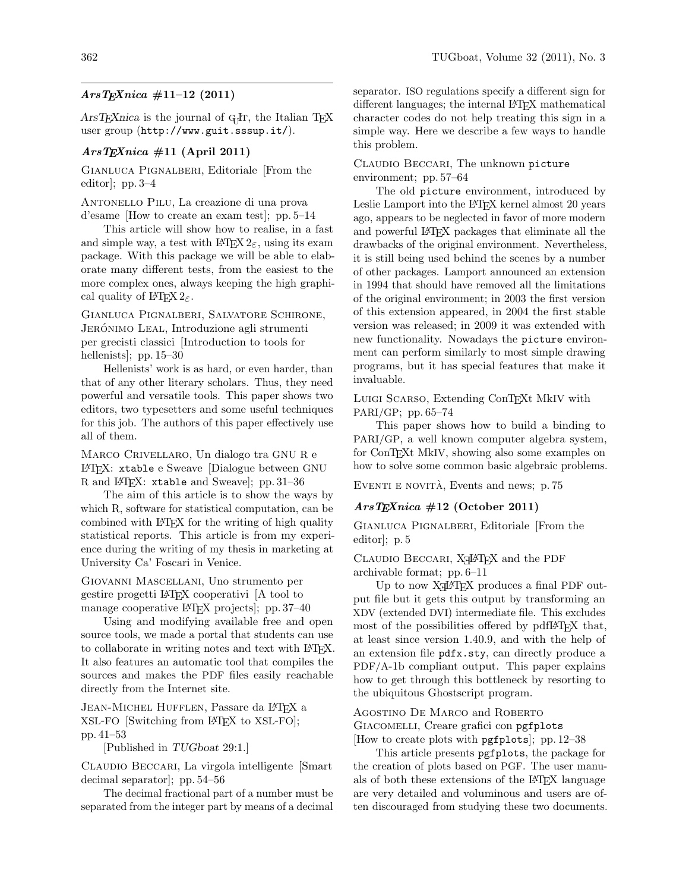### *ArsTEXnica* #11–12 (2011)

*ArsTEXnica* is the journal of GuIT, the Italian TEX user group (http://www.guit.sssup.it/).

### *ArsTEXnica* #11 (April 2011)

Gianluca Pignalberi, Editoriale [From the editor]; pp. 3–4

Antonello Pilu, La creazione di una prova d'esame [How to create an exam test]; pp. 5–14

This article will show how to realise, in a fast and simple way, a test with LATEX $2_\varepsilon$, using its exam package. With this package we will be able to elaborate many different tests, from the easiest to the more complex ones, always keeping the high graphical quality of LATEX $2_\varepsilon$.

Gianluca Pignalberi, Salvatore Schirone, Jerónimo Leal, Introduzione agli strumenti per grecisti classici [Introduction to tools for hellenists]; pp. 15–30

Hellenists' work is as hard, or even harder, than that of any other literary scholars. Thus, they need powerful and versatile tools. This paper shows two editors, two typesetters and some useful techniques for this job. The authors of this paper effectively use all of them.

Marco Crivellaro, Un dialogo tra GNU R e LATEX: `xtable` e Sweave [Dialogue between GNU R and LATEX: `xtable` and Sweave]; pp. 31–36

The aim of this article is to show the ways by which R, software for statistical computation, can be combined with LATEX for the writing of high quality statistical reports. This article is from my experience during the writing of my thesis in marketing at University Ca' Foscari in Venice.

Giovanni Mascellani, Uno strumento per gestire progetti LATEX cooperativi [A tool to manage cooperative LATEX projects]; pp. 37–40

Using and modifying available free and open source tools, we made a portal that students can use to collaborate in writing notes and text with LATEX. It also features an automatic tool that compiles the sources and makes the PDF files easily reachable directly from the Internet site.

Jean-Michel Hufflen, Passare da LATEX a XSL-FO [Switching from LATEX to XSL-FO]; pp. 41–53

[Published in *TUGboat* 29:1.]

Claudio Beccari, La virgola intelligente [Smart decimal separator]; pp. 54–56

The decimal fractional part of a number must be separated from the integer part by means of a decimal separator. ISO regulations specify a different sign for different languages; the internal LATEX mathematical character codes do not help treating this sign in a simple way. Here we describe a few ways to handle this problem.

Claudio Beccari, The unknown `picture` environment; pp. 57–64

The old `picture` environment, introduced by Leslie Lamport into the LATEX kernel almost 20 years ago, appears to be neglected in favor of more modern and powerful LATEX packages that eliminate all the drawbacks of the original environment. Nevertheless, it is still being used behind the scenes by a number of other packages. Lamport announced an extension in 1994 that should have removed all the limitations of the original environment; in 2003 the first version of this extension appeared, in 2004 the first stable version was released; in 2009 it was extended with new functionality. Nowadays the `picture` environment can perform similarly to most simple drawing programs, but it has special features that make it invaluable.

Luigi Scarso, Extending ConTEXt MkIV with PARI/GP; pp. 65–74

This paper shows how to build a binding to PARI/GP, a well known computer algebra system, for ConTEXt MkIV, showing also some examples on how to solve some common basic algebraic problems.

Eventi e novità, Events and news; p. 75

### *ArsTEXnica* #12 (October 2011)

Gianluca Pignalberi, Editoriale [From the editor]; p. 5

Claudio Beccari, XƎLATEX and the PDF archivable format; pp. 6–11

Up to now XƎLATEX produces a final PDF output file but it gets this output by transforming an XDV (extended DVI) intermediate file. This excludes most of the possibilities offered by pdfLATEX that, at least since version 1.40.9, and with the help of an extension file `pdfx.sty`, can directly produce a PDF/A-1b compliant output. This paper explains how to get through this bottleneck by resorting to the ubiquitous Ghostscript program.

Agostino De Marco and Roberto Giacomelli, Creare grafici con `pgfplots` [How to create plots with `pgfplots`]; pp. 12–38

This article presents `pgfplots`, the package for the creation of plots based on PGF. The user manuals of both these extensions of the LATEX language are very detailed and voluminous and users are often discouraged from studying these two documents.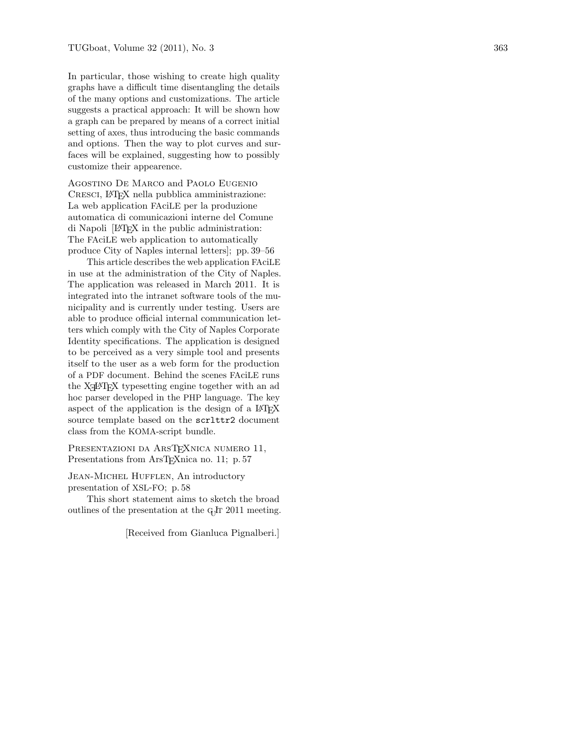In particular, those wishing to create high quality graphs have a difficult time disentangling the details of the many options and customizations. The article suggests a practical approach: It will be shown how a graph can be prepared by means of a correct initial setting of axes, thus introducing the basic commands and options. Then the way to plot curves and surfaces will be explained, suggesting how to possibly customize their appearence.

Agostino De Marco and Paolo Eugenio Cresci, LaTeX nella pubblica amministrazione: La web application FAciLE per la produzione automatica di comunicazioni interne del Comune di Napoli [LaTeX in the public administration: The FAciLE web application to automatically produce City of Naples internal letters]; pp. 39–56

This article describes the web application FAciLE in use at the administration of the City of Naples. The application was released in March 2011. It is integrated into the intranet software tools of the municipality and is currently under testing. Users are able to produce official internal communication letters which comply with the City of Naples Corporate Identity specifications. The application is designed to be perceived as a very simple tool and presents itself to the user as a web form for the production of a PDF document. Behind the scenes FAciLE runs the XeLaTeX typesetting engine together with an ad hoc parser developed in the PHP language. The key aspect of the application is the design of a LaTeX source template based on the `scrlttr2` document class from the KOMA-script bundle.

Presentazioni da ArsTeXnica numero 11, Presentations from ArsTeXnica no. 11; p. 57

Jean-Michel Hufflen, An introductory presentation of XSL-FO; p. 58

This short statement aims to sketch the broad outlines of the presentation at the GuIT 2011 meeting.

[Received from Gianluca Pignalberi.]